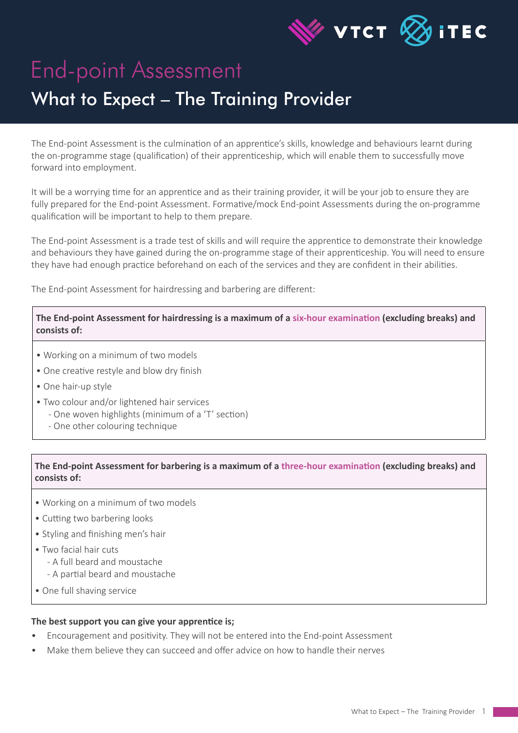# End-point Assessment

## What to Expect – The Training Provider

The End-point Assessment is the culmination of an apprentice's skills, knowledge and behaviours learnt during the on-programme stage (qualification) of their apprenticeship, which will enable them to successfully move forward into employment.

It will be a worrying time for an apprentice and as their training provider, it will be your job to ensure they are fully prepared for the End-point Assessment. Formative/mock End-point Assessments during the on-programme qualification will be important to help to them prepare.

The End-point Assessment is a trade test of skills and will require the apprentice to demonstrate their knowledge and behaviours they have gained during the on-programme stage of their apprenticeship. You will need to ensure they have had enough practice beforehand on each of the services and they are confident in their abilities.

The End-point Assessment for hairdressing and barbering are different:

**The End-point Assessment for hairdressing is a maximum of a six-hour examination (excluding breaks) and consists of:**

- Working on a minimum of two models
- One creative restyle and blow dry finish
- One hair-up style
- Two colour and/or lightened hair services
  - One woven highlights (minimum of a 'T' section)
  - One other colouring technique

**The End-point Assessment for barbering is a maximum of a three-hour examination (excluding breaks) and consists of:**

- Working on a minimum of two models
- Cutting two barbering looks
- Styling and finishing men's hair
- Two facial hair cuts
  - A full beard and moustache
  - A partial beard and moustache
- One full shaving service

**The best support you can give your apprentice is;**

- Encouragement and positivity. They will not be entered into the End-point Assessment
- Make them believe they can succeed and offer advice on how to handle their nerves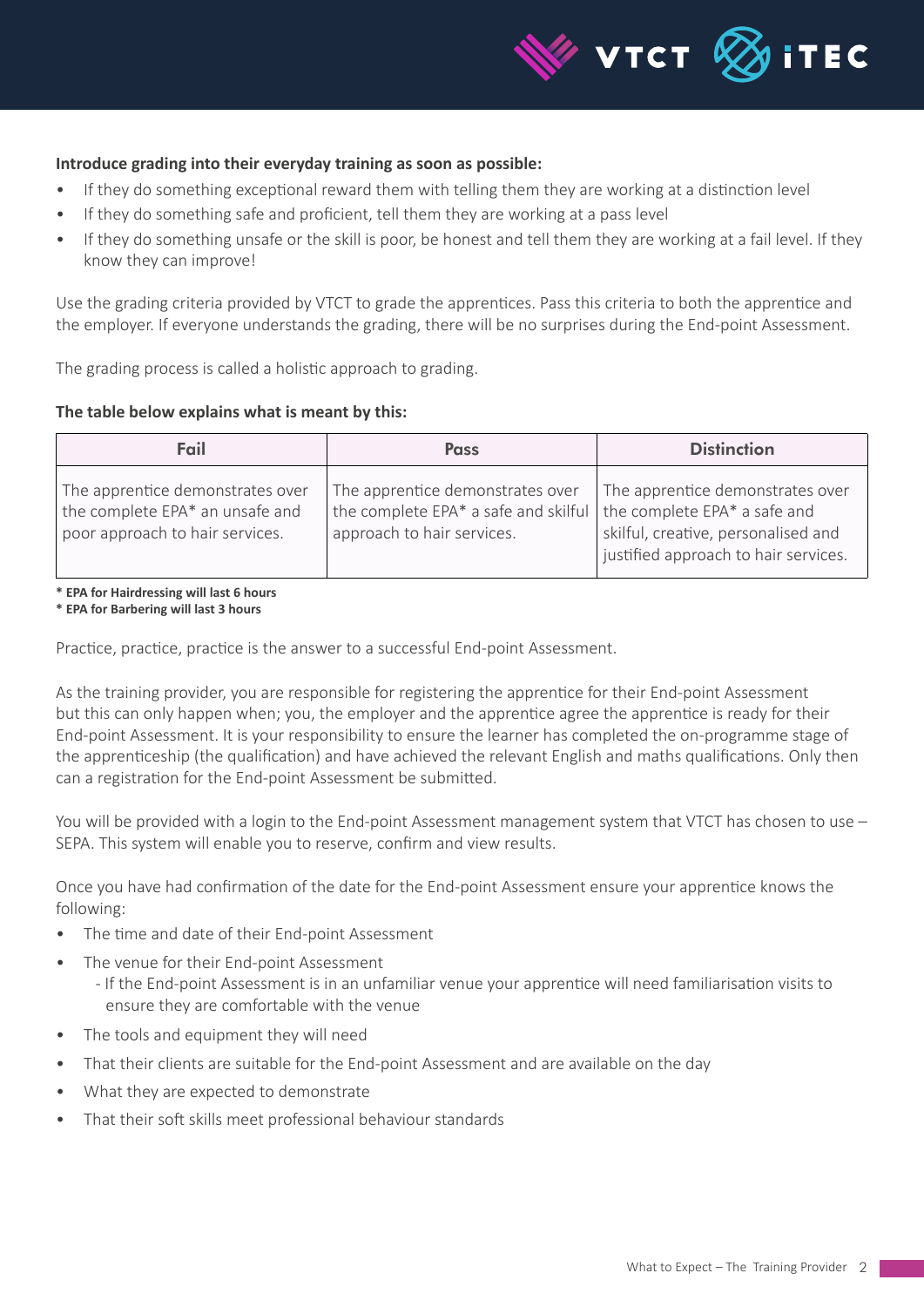**Introduce grading into their everyday training as soon as possible:**

- If they do something exceptional reward them with telling them they are working at a distinction level
- If they do something safe and proficient, tell them they are working at a pass level
- If they do something unsafe or the skill is poor, be honest and tell them they are working at a fail level. If they know they can improve!

Use the grading criteria provided by VTCT to grade the apprentices. Pass this criteria to both the apprentice and the employer. If everyone understands the grading, there will be no surprises during the End-point Assessment.

The grading process is called a holistic approach to grading.

**The table below explains what is meant by this:**

| Fail | Pass | Distinction |
|---|---|---|
| The apprentice demonstrates over the complete EPA* an unsafe and poor approach to hair services. | The apprentice demonstrates over the complete EPA* a safe and skilful approach to hair services. | The apprentice demonstrates over the complete EPA* a safe and skilful, creative, personalised and justified approach to hair services. |

**\* EPA for Hairdressing will last 6 hours**
**\* EPA for Barbering will last 3 hours**

Practice, practice, practice is the answer to a successful End-point Assessment.

As the training provider, you are responsible for registering the apprentice for their End-point Assessment but this can only happen when; you, the employer and the apprentice agree the apprentice is ready for their End-point Assessment. It is your responsibility to ensure the learner has completed the on-programme stage of the apprenticeship (the qualification) and have achieved the relevant English and maths qualifications. Only then can a registration for the End-point Assessment be submitted.

You will be provided with a login to the End-point Assessment management system that VTCT has chosen to use – SEPA. This system will enable you to reserve, confirm and view results.

Once you have had confirmation of the date for the End-point Assessment ensure your apprentice knows the following:

- The time and date of their End-point Assessment
- The venue for their End-point Assessment
  - If the End-point Assessment is in an unfamiliar venue your apprentice will need familiarisation visits to ensure they are comfortable with the venue
- The tools and equipment they will need
- That their clients are suitable for the End-point Assessment and are available on the day
- What they are expected to demonstrate
- That their soft skills meet professional behaviour standards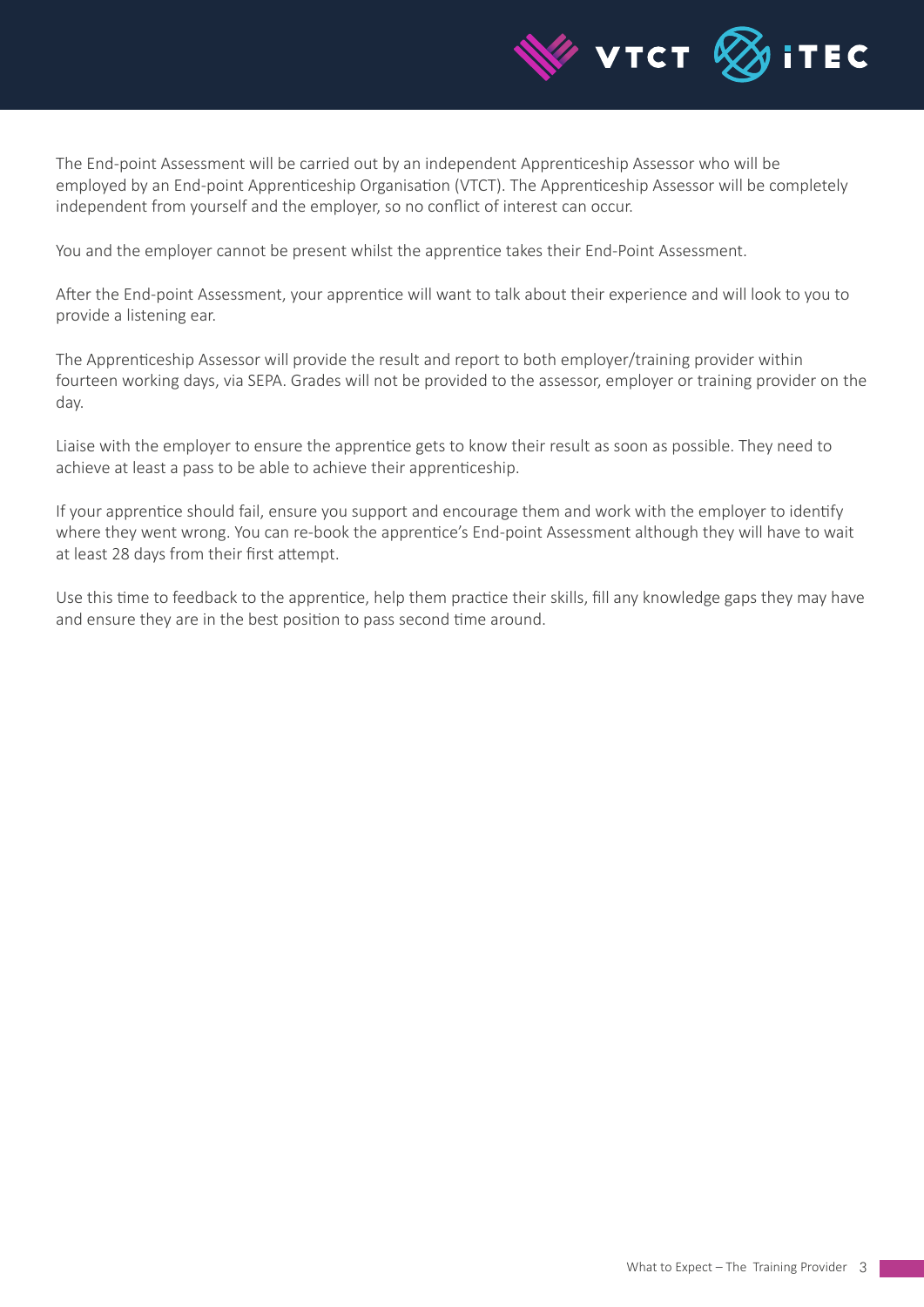The End-point Assessment will be carried out by an independent Apprenticeship Assessor who will be employed by an End-point Apprenticeship Organisation (VTCT). The Apprenticeship Assessor will be completely independent from yourself and the employer, so no conflict of interest can occur.

You and the employer cannot be present whilst the apprentice takes their End-Point Assessment.

After the End-point Assessment, your apprentice will want to talk about their experience and will look to you to provide a listening ear.

The Apprenticeship Assessor will provide the result and report to both employer/training provider within fourteen working days, via SEPA. Grades will not be provided to the assessor, employer or training provider on the day.

Liaise with the employer to ensure the apprentice gets to know their result as soon as possible. They need to achieve at least a pass to be able to achieve their apprenticeship.

If your apprentice should fail, ensure you support and encourage them and work with the employer to identify where they went wrong. You can re-book the apprentice's End-point Assessment although they will have to wait at least 28 days from their first attempt.

Use this time to feedback to the apprentice, help them practice their skills, fill any knowledge gaps they may have and ensure they are in the best position to pass second time around.